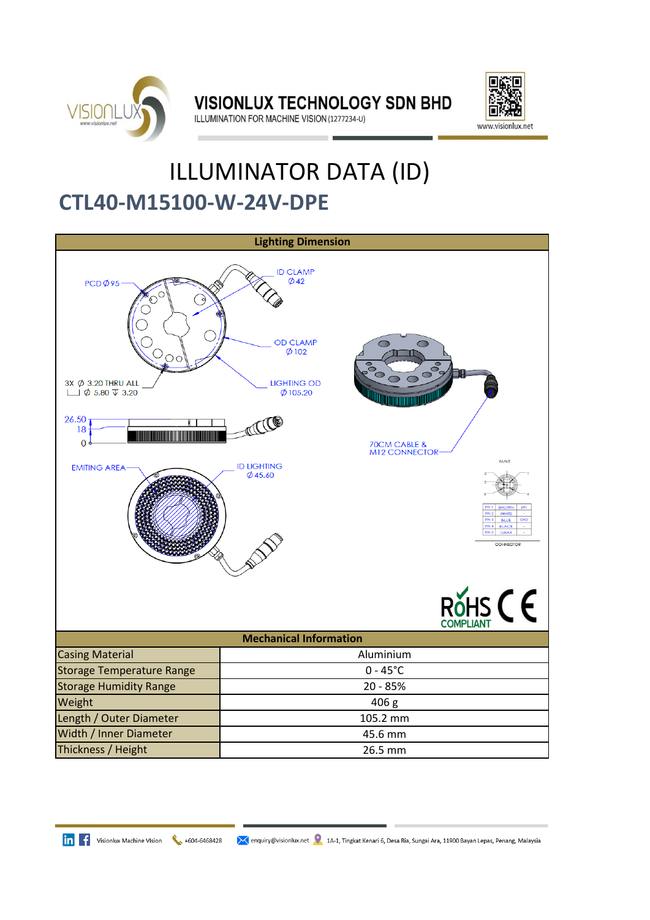VISIONLUX TECHNOLOGY SDN BHD

ILLUMINATION FOR MACHINE VISION (1277234-U)

www.visionlux.net

# ILLUMINATOR DATA (ID)

## CTL40-M15100-W-24V-DPE

**Lighting Dimension**

PCD Ø95

ID CLAMP Ø42

OD CLAMP Ø102

LIGHTING OD Ø105.20

3X Ø 3.20 THRU ALL
⌴ Ø 5.80 ↧ 3.20

26.50
18
0

70CM CABLE & M12 CONNECTOR

EMITING AREA

ID LIGHTING Ø45.60

MALE

| | | |
|---|---|---|
| PIN 1 | BROWN | 24V |
| PIN 2 | WHITE | - |
| PIN 3 | BLUE | GND |
| PIN 4 | BLACK | - |
| PIN 5 | GRAY | - |

CONNECTOR

RoHS COMPLIANT CE

**Mechanical Information**

| | |
|---|---|
| Casing Material | Aluminium |
| Storage Temperature Range | 0 - 45°C |
| Storage Humidity Range | 20 - 85% |
| Weight | 406 g |
| Length / Outer Diameter | 105.2 mm |
| Width / Inner Diameter | 45.6 mm |
| Thickness / Height | 26.5 mm |

Visionlux Machine Vision +604-6468428 enquiry@visionlux.net 1A-1, Tingkat Kenari 6, Desa Ria, Sungai Ara, 11900 Bayan Lepas, Penang, Malaysia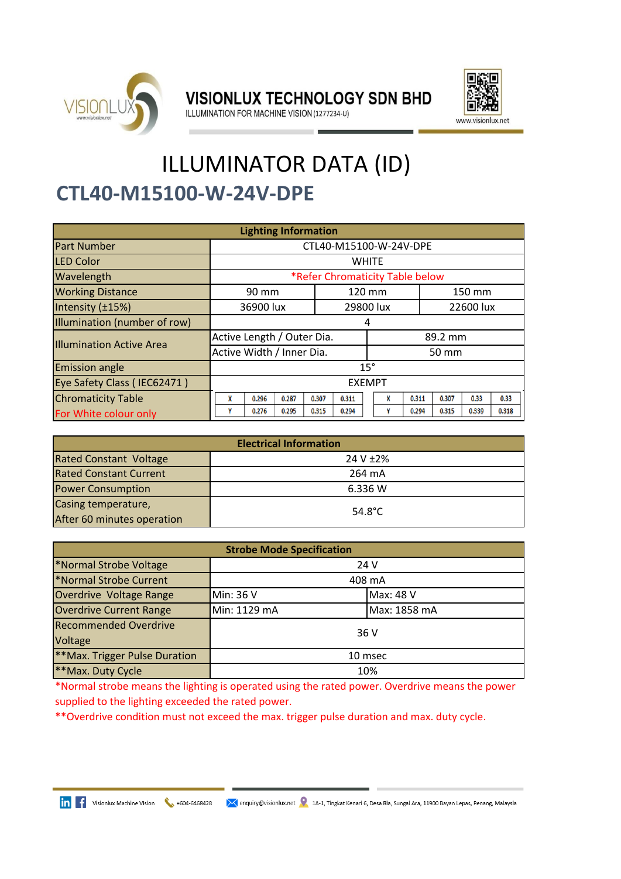# ILLUMINATOR DATA (ID)

## CTL40-M15100-W-24V-DPE

| Lighting Information | | | |
|---|---|---|---|
| Part Number | CTL40-M15100-W-24V-DPE | | |
| LED Color | WHITE | | |
| Wavelength | *Refer Chromaticity Table below | | |
| Working Distance | 90 mm | 120 mm | 150 mm |
| Intensity (±15%) | 36900 lux | 29800 lux | 22600 lux |
| Illumination (number of row) | 4 | | |
| Illumination Active Area | Active Length / Outer Dia. | 89.2 mm | |
| | Active Width / Inner Dia. | 50 mm | |
| Emission angle | 15° | | |
| Eye Safety Class ( IEC62471 ) | EXEMPT | | |

Chromaticity Table
For White colour only

| X | 0.296 | 0.287 | 0.307 | 0.311 | X | 0.311 | 0.307 | 0.33 | 0.33 |
|---|---|---|---|---|---|---|---|---|---|
| Y | 0.276 | 0.295 | 0.315 | 0.294 | Y | 0.294 | 0.315 | 0.339 | 0.318 |

| Electrical Information | |
|---|---|
| Rated Constant Voltage | 24 V ±2% |
| Rated Constant Current | 264 mA |
| Power Consumption | 6.336 W |
| Casing temperature, After 60 minutes operation | 54.8°C |

| Strobe Mode Specification | | |
|---|---|---|
| *Normal Strobe Voltage | 24 V | |
| *Normal Strobe Current | 408 mA | |
| Overdrive Voltage Range | Min: 36 V | Max: 48 V |
| Overdrive Current Range | Min: 1129 mA | Max: 1858 mA |
| Recommended Overdrive Voltage | 36 V | |
| **Max. Trigger Pulse Duration | 10 msec | |
| **Max. Duty Cycle | 10% | |

*Normal strobe means the lighting is operated using the rated power. Overdrive means the power supplied to the lighting exceeded the rated power.

**Overdrive condition must not exceed the max. trigger pulse duration and max. duty cycle.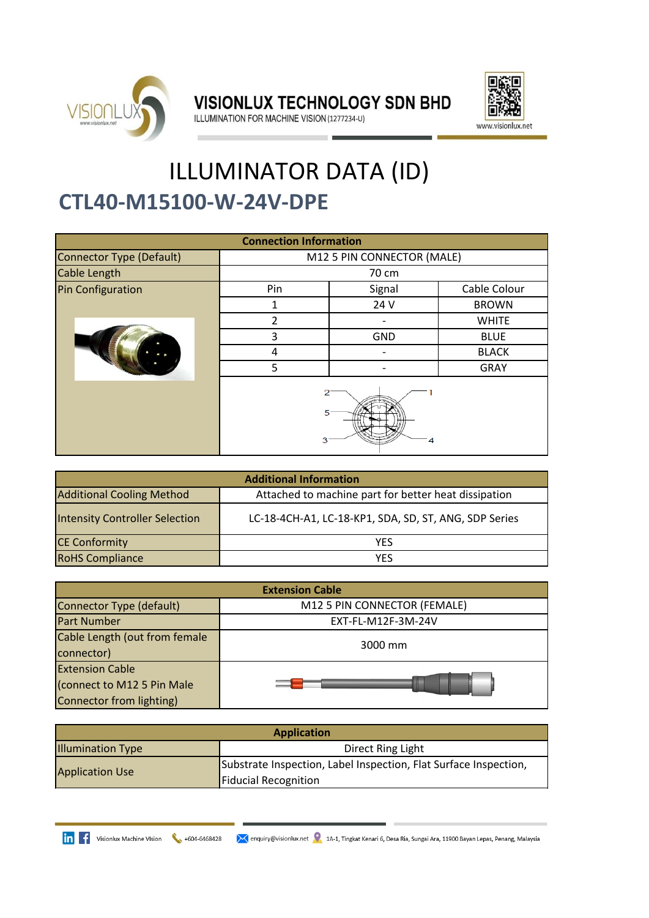# ILLUMINATOR DATA (ID)

## CTL40-M15100-W-24V-DPE

| Connection Information | | | |
|---|---|---|---|
| Connector Type (Default) | M12 5 PIN CONNECTOR (MALE) | | |
| Cable Length | 70 cm | | |
| Pin Configuration | Pin | Signal | Cable Colour |
| | 1 | 24 V | BROWN |
| | 2 | - | WHITE |
| | 3 | GND | BLUE |
| | 4 | - | BLACK |
| | 5 | - | GRAY |

2 1 5 3 4

| Additional Information | |
|---|---|
| Additional Cooling Method | Attached to machine part for better heat dissipation |
| Intensity Controller Selection | LC-18-4CH-A1, LC-18-KP1, SDA, SD, ST, ANG, SDP Series |
| CE Conformity | YES |
| RoHS Compliance | YES |

| Extension Cable | |
|---|---|
| Connector Type (default) | M12 5 PIN CONNECTOR (FEMALE) |
| Part Number | EXT-FL-M12F-3M-24V |
| Cable Length (out from female connector) | 3000 mm |
| Extension Cable (connect to M12 5 Pin Male Connector from lighting) | |

| Application | |
|---|---|
| Illumination Type | Direct Ring Light |
| Application Use | Substrate Inspection, Label Inspection, Flat Surface Inspection, Fiducial Recognition |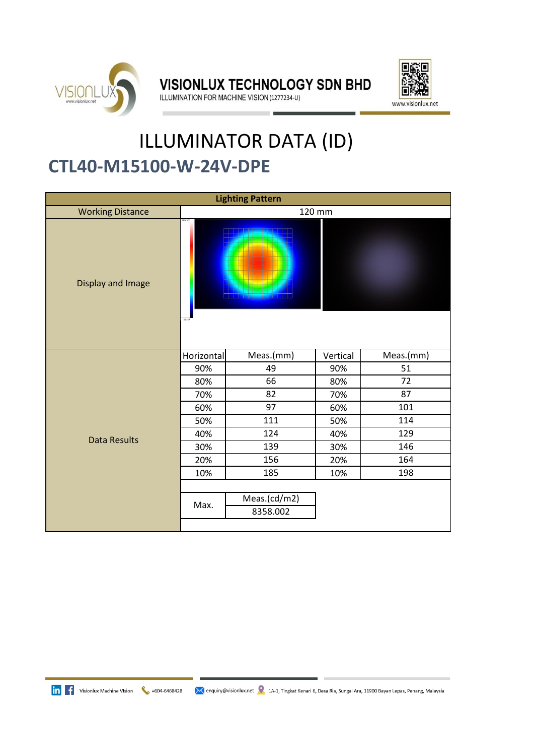# ILLUMINATOR DATA (ID)

## CTL40-M15100-W-24V-DPE

| Lighting Pattern | | | | |
|---|---|---|---|---|
| Working Distance | 120 mm | | | |
| Display and Image | | | | |
| Data Results | Horizontal | Meas.(mm) | Vertical | Meas.(mm) |
| | 90% | 49 | 90% | 51 |
| | 80% | 66 | 80% | 72 |
| | 70% | 82 | 70% | 87 |
| | 60% | 97 | 60% | 101 |
| | 50% | 111 | 50% | 114 |
| | 40% | 124 | 40% | 129 |
| | 30% | 139 | 30% | 146 |
| | 20% | 156 | 20% | 164 |
| | 10% | 185 | 10% | 198 |
| | Max. | Meas.(cd/m2) | | |
| | | 8358.002 | | |